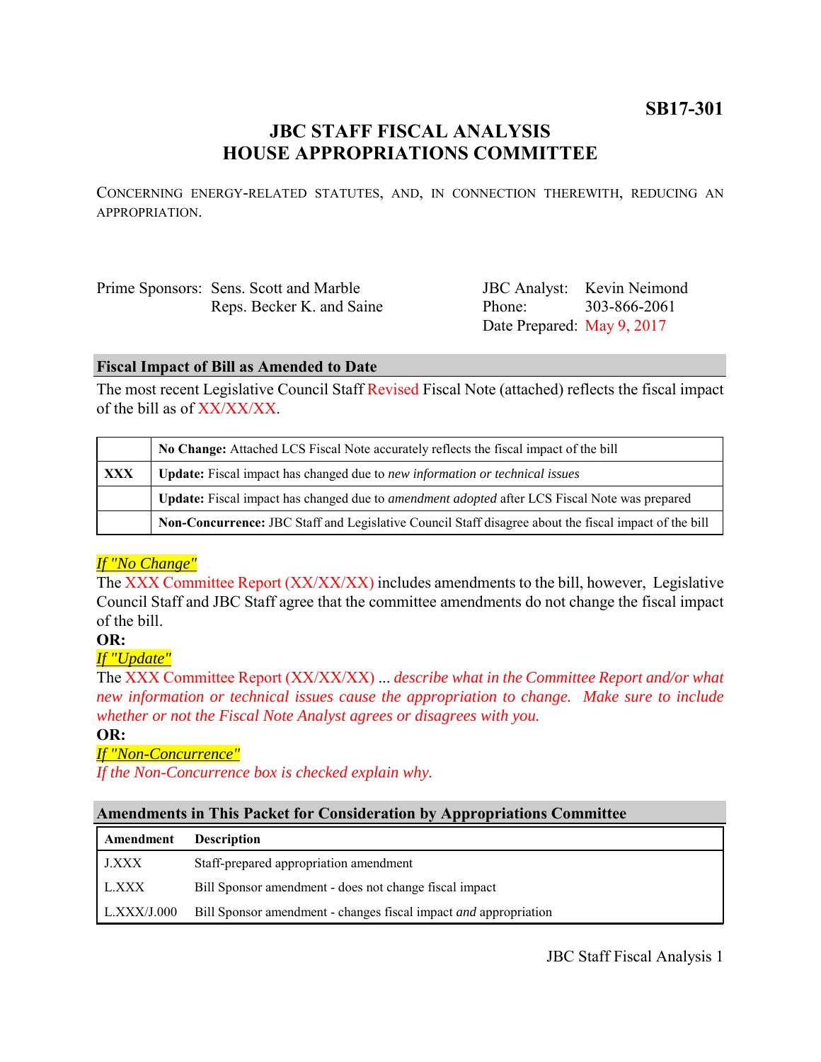**SB17-301**

# JBC STAFF FISCAL ANALYSIS
# HOUSE APPROPRIATIONS COMMITTEE

CONCERNING ENERGY-RELATED STATUTES, AND, IN CONNECTION THEREWITH, REDUCING AN APPROPRIATION.

Prime Sponsors: Sens. Scott and Marble
Reps. Becker K. and Saine

JBC Analyst: Kevin Neimond
Phone: 303-866-2061
Date Prepared: May 9, 2017

## Fiscal Impact of Bill as Amended to Date

The most recent Legislative Council Staff Revised Fiscal Note (attached) reflects the fiscal impact of the bill as of XX/XX/XX.

| | |
|---|---|
| | **No Change:** Attached LCS Fiscal Note accurately reflects the fiscal impact of the bill |
| **XXX** | **Update:** Fiscal impact has changed due to *new information or technical issues* |
| | **Update:** Fiscal impact has changed due to *amendment adopted* after LCS Fiscal Note was prepared |
| | **Non-Concurrence:** JBC Staff and Legislative Council Staff disagree about the fiscal impact of the bill |

*If "No Change"*
The XXX Committee Report (XX/XX/XX) includes amendments to the bill, however, Legislative Council Staff and JBC Staff agree that the committee amendments do not change the fiscal impact of the bill.

**OR:**

*If "Update"*
The XXX Committee Report (XX/XX/XX) ... *describe what in the Committee Report and/or what new information or technical issues cause the appropriation to change. Make sure to include whether or not the Fiscal Note Analyst agrees or disagrees with you.*

**OR:**

*If "Non-Concurrence"*
*If the Non-Concurrence box is checked explain why.*

## Amendments in This Packet for Consideration by Appropriations Committee

| Amendment | Description |
|---|---|
| J.XXX | Staff-prepared appropriation amendment |
| L.XXX | Bill Sponsor amendment - does not change fiscal impact |
| L.XXX/J.000 | Bill Sponsor amendment - changes fiscal impact *and* appropriation |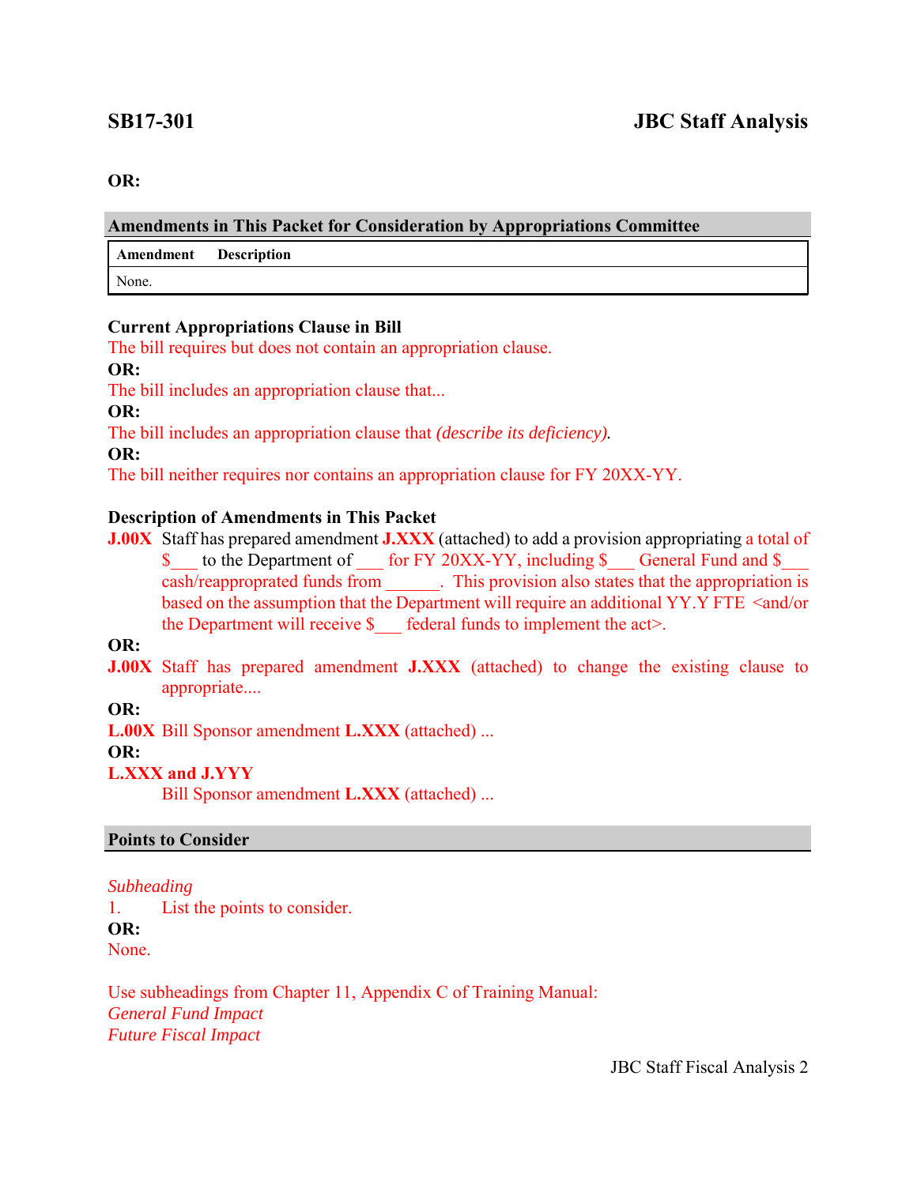**OR:**

## Amendments in This Packet for Consideration by Appropriations Committee

| Amendment | Description |
|---|---|
| None. | |

**Current Appropriations Clause in Bill**

The bill requires but does not contain an appropriation clause.

**OR:**

The bill includes an appropriation clause that...

**OR:**

The bill includes an appropriation clause that *(describe its deficiency).*

**OR:**

The bill neither requires nor contains an appropriation clause for FY 20XX-YY.

**Description of Amendments in This Packet**

**J.00X** Staff has prepared amendment **J.XXX** (attached) to add a provision appropriating a total of $___ to the Department of ___ for FY 20XX-YY, including $___ General Fund and $___ cash/reappropriated funds from ______. This provision also states that the appropriation is based on the assumption that the Department will require an additional YY.Y FTE <and/or the Department will receive $___ federal funds to implement the act>.

**OR:**

**J.00X** Staff has prepared amendment **J.XXX** (attached) to change the existing clause to appropriate....

**OR:**

**L.00X** Bill Sponsor amendment **L.XXX** (attached) ...

**OR:**

**L.XXX and J.YYY**

Bill Sponsor amendment **L.XXX** (attached) ...

## Points to Consider

*Subheading*

1. List the points to consider.

**OR:**

None.

Use subheadings from Chapter 11, Appendix C of Training Manual:

*General Fund Impact*

*Future Fiscal Impact*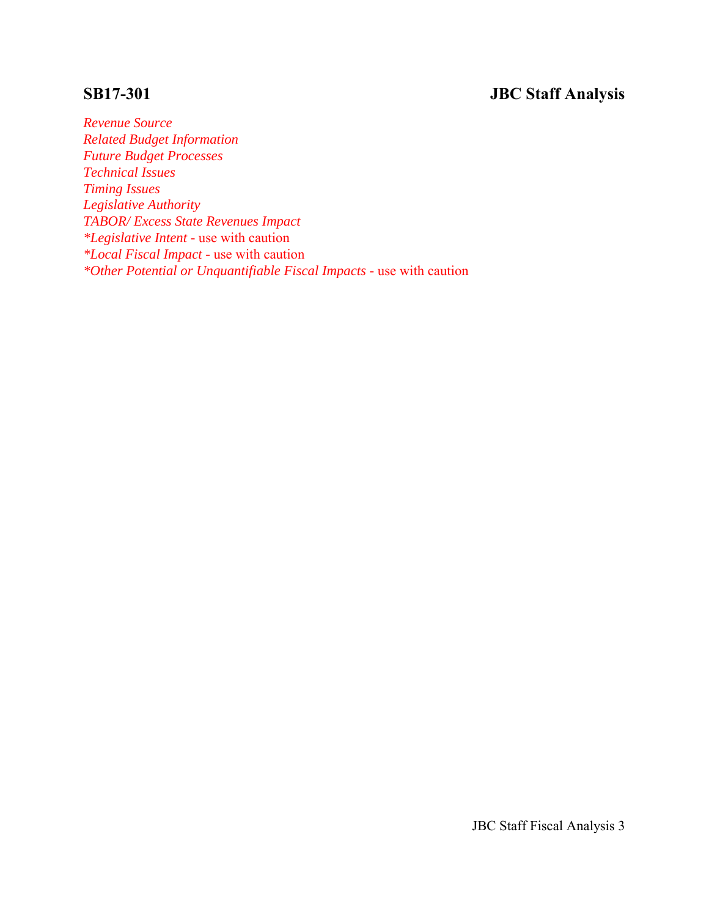**SB17-301** **JBC Staff Analysis**

*Revenue Source*
*Related Budget Information*
*Future Budget Processes*
*Technical Issues*
*Timing Issues*
*Legislative Authority*
*TABOR/ Excess State Revenues Impact*
*\*Legislative Intent* - use with caution
*\*Local Fiscal Impact* - use with caution
*\*Other Potential or Unquantifiable Fiscal Impacts* - use with caution